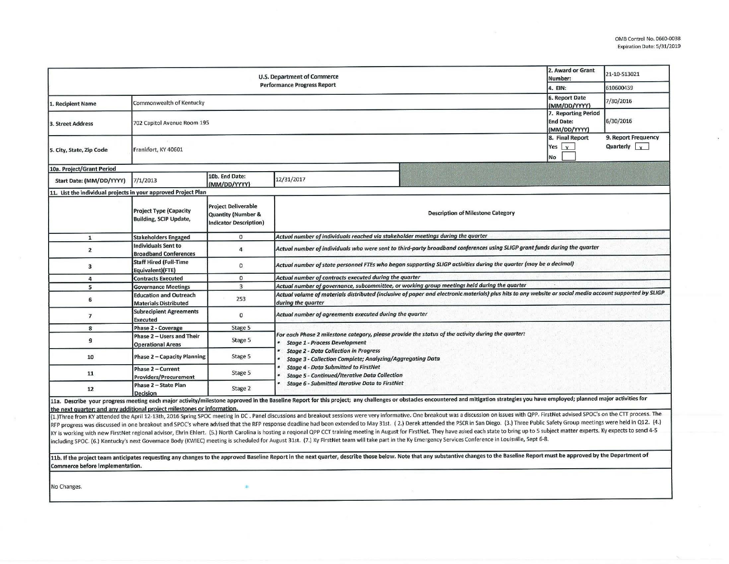OMB Control No. 0660-0038
Expiration Date: 5/31/2019

| U.S. Department of Commerce Performance Progress Report | | | | 2. Award or Grant Number: | 21-10-S13021 |
|---|---|---|---|---|---|
| | | | | 4. EIN: | 610600439 |
| 1. Recipient Name | Commonwealth of Kentucky | | | 6. Report Date (MM/DD/YYYY) | 7/30/2016 |
| 3. Street Address | 702 Capitol Avenue Room 195 | | | 7. Reporting Period End Date: (MM/DD/YYYY) | 6/30/2016 |
| 5. City, State, Zip Code | Frankfort, KY 40601 | | | 8. Final Report Yes [x] No [ ] | 9. Report Frequency Quarterly [x] |
| 10a. Project/Grant Period | | | | | |
| Start Date: (MM/DD/YYYY) | 7/1/2013 | 10b. End Date: (MM/DD/YYYY) | 12/31/2017 | | |

**11. List the individual projects in your approved Project Plan**

| | Project Type (Capacity Building, SCIP Update, | Project Deliverable Quantity (Number & Indicator Description) | Description of Milestone Category |
|---|---|---|---|
| 1 | Stakeholders Engaged | 0 | *Actual number of individuals reached via stakeholder meetings during the quarter* |
| 2 | Individuals Sent to Broadband Conferences | 4 | *Actual number of individuals who were sent to third-party broadband conferences using SLIGP grant funds during the quarter* |
| 3 | Staff Hired (Full-Time Equivalent)(FTE) | 0 | *Actual number of state personnel FTEs who began supporting SLIGP activities during the quarter (may be a decimal)* |
| 4 | Contracts Executed | 0 | *Actual number of contracts executed during the quarter* |
| 5 | Governance Meetings | 3 | *Actual number of governance, subcommittee, or working group meetings held during the quarter* |
| 6 | Education and Outreach Materials Distributed | 253 | *Actual volume of materials distributed (inclusive of paper and electronic materials) plus hits to any website or social media account supported by SLIGP during the quarter* |
| 7 | Subrecipient Agreements Executed | 0 | *Actual number of agreements executed during the quarter* |
| 8 | Phase 2 - Coverage | Stage 5 | *For each Phase 2 milestone category, please provide the status of the activity during the quarter:* <br>• *Stage 1 - Process Development* <br>• *Stage 2 - Data Collection in Progress* <br>• *Stage 3 - Collection Complete; Analyzing/Aggregating Data* <br>• *Stage 4 - Data Submitted to FirstNet* <br>• *Stage 5 - Continued/Iterative Data Collection* <br>• *Stage 6 - Submitted Iterative Data to FirstNet* |
| 9 | Phase 2 – Users and Their Operational Areas | Stage 5 | |
| 10 | Phase 2 – Capacity Planning | Stage 5 | |
| 11 | Phase 2 – Current Providers/Procurement | Stage 5 | |
| 12 | Phase 2 – State Plan Decision | Stage 2 | |

**11a. Describe your progress meeting each major activity/milestone approved in the Baseline Report for this project; any challenges or obstacles encountered and mitigation strategies you have employed; planned major activities for the next quarter; and any additional project milestones or information.**

(1.)Three from KY attended the April 12-13th, 2016 Spring SPOC meeting in DC . Panel discussions and breakout sessions were very informative. One breakout was a discussion on issues with QPP. FirstNet advised SPOC's on the CTT process. The RFP progress was discussed in one breakout and SPOC's where advised that the RFP response deadline had been extended to May 31st. ( 2.) Derek attended the PSCR in San Diego. (3.) Three Public Safety Group meetings were held in Q12. (4.) KY is working with new FirstNet regional advisor, Ehrin Ehlert. (5.) North Carolina is hosting a regional QPP CCT training meeting in August for FirstNet. They have asked each state to bring up to 5 subject matter experts. Ky expects to send 4-5 including SPOC. (6.) Kentucky's next Governace Body (KWIEC) meeting is scheduled for August 31st. (7.) Ky FirstNet team will take part in the Ky Emergency Services Conference in Louisville, Sept 6-8.

**11b. If the project team anticipates requesting any changes to the approved Baseline Report in the next quarter, describe those below. Note that any substantive changes to the Baseline Report must be approved by the Department of Commerce before implementation.**

No Changes.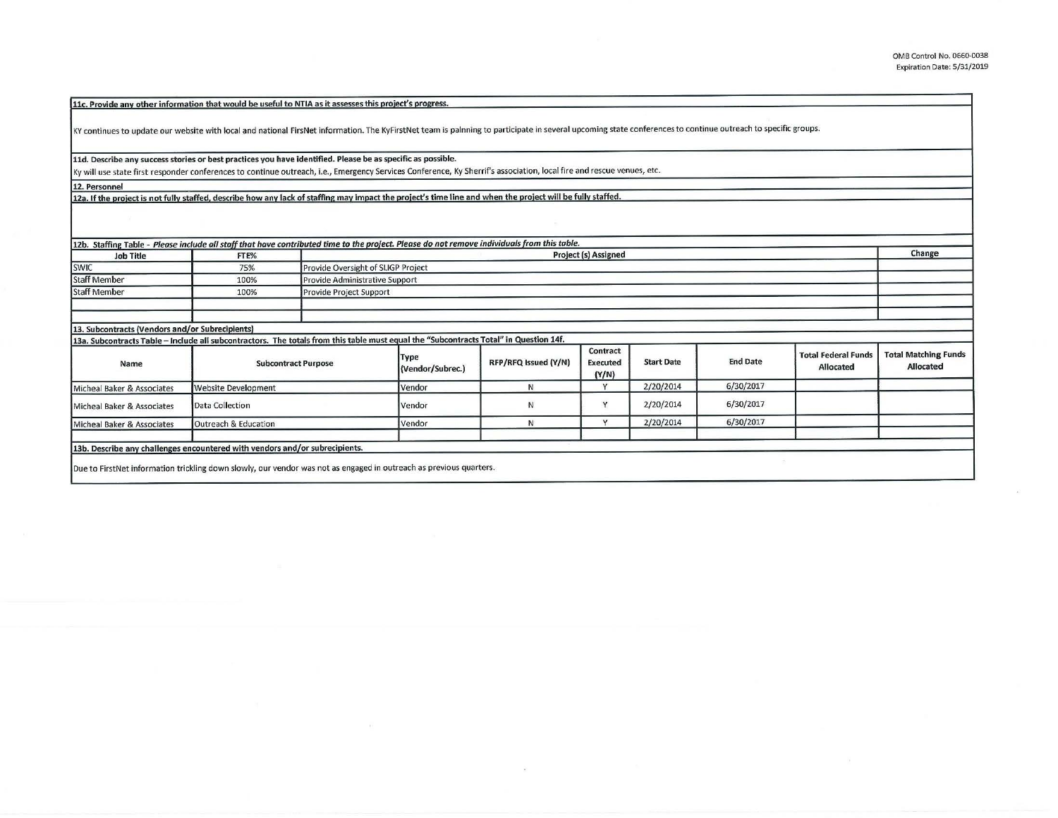OMB Control No. 0660-0038
Expiration Date: 5/31/2019

**11c. Provide any other information that would be useful to NTIA as it assesses this project's progress.**

KY continues to update our website with local and national FirsNet information. The KyFirstNet team is palnning to participate in several upcoming state conferences to continue outreach to specific groups.

**11d. Describe any success stories or best practices you have identified. Please be as specific as possible.**

Ky will use state first responder conferences to continue outreach, i.e., Emergency Services Conference, Ky Sherrif's association, local fire and rescue venues, etc.

**12. Personnel**

**12a. If the project is not fully staffed, describe how any lack of staffing may impact the project's time line and when the project will be fully staffed.**

**12b. Staffing Table** - *Please include all staff that have contributed time to the project. Please do not remove individuals from this table.*

| Job Title | FTE% | Project (s) Assigned | Change |
|---|---|---|---|
| SWIC | 75% | Provide Oversight of SLIGP Project | |
| Staff Member | 100% | Provide Administrative Support | |
| Staff Member | 100% | Provide Project Support | |
| | | | |
| | | | |

**13. Subcontracts (Vendors and/or Subrecipients)**

**13a. Subcontracts Table – Include all subcontractors. The totals from this table must equal the "Subcontracts Total" in Question 14f.**

| Name | Subcontract Purpose | Type (Vendor/Subrec.) | RFP/RFQ Issued (Y/N) | Contract Executed (Y/N) | Start Date | End Date | Total Federal Funds Allocated | Total Matching Funds Allocated |
|---|---|---|---|---|---|---|---|---|
| Micheal Baker & Associates | Website Development | Vendor | N | Y | 2/20/2014 | 6/30/2017 | | |
| Micheal Baker & Associates | Data Collection | Vendor | N | Y | 2/20/2014 | 6/30/2017 | | |
| Micheal Baker & Associates | Outreach & Education | Vendor | N | Y | 2/20/2014 | 6/30/2017 | | |
| | | | | | | | | |

**13b. Describe any challenges encountered with vendors and/or subrecipients.**

Due to FirstNet information trickling down slowly, our vendor was not as engaged in outreach as previous quarters.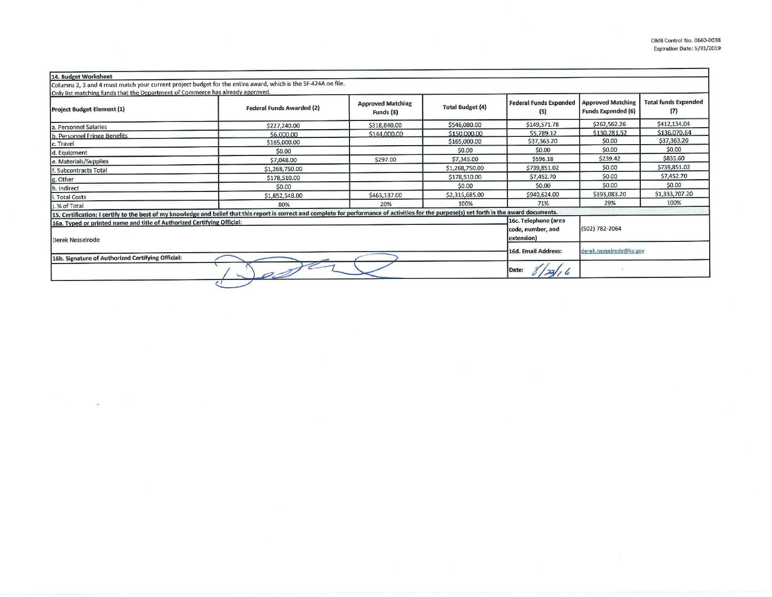OMB Control No. 0660-0038
Expiration Date: 5/31/2019

| 14. Budget Worksheet | | | | | | |
|---|---|---|---|---|---|---|
| Columns 2, 3 and 4 must match your current project budget for the entire award, which is the SF-424A on file. Only list matching funds that the Department of Commerce has already approved. | | | | | | |
| Project Budget Element (1) | Federal Funds Awarded (2) | Approved Matching Funds (3) | Total Budget (4) | Federal Funds Expended (5) | Approved Matching Funds Expended (6) | Total funds Expended (7) |
| a. Personnel Salaries | $227,240.00 | $318,840.00 | $546,080.00 | $149,571.78 | $262,562.26 | $412,134.04 |
| b. Personnel Fringe Benefits | $6,000.00 | $144,000.00 | $150,000.00 | $5,789.12 | $130,281.52 | $136,070.64 |
| c. Travel | $165,000.00 | | $165,000.00 | $37,363.20 | $0.00 | $37,363.20 |
| d. Equipment | $0.00 | | $0.00 | $0.00 | $0.00 | $0.00 |
| e. Materials/Supplies | $7,048.00 | $297.00 | $7,345.00 | $596.18 | $239.42 | $835.60 |
| f. Subcontracts Total | $1,268,750.00 | | $1,268,750.00 | $739,851.02 | $0.00 | $739,851.02 |
| g. Other | $178,510.00 | | $178,510.00 | $7,452.70 | $0.00 | $7,452.70 |
| h. Indirect | $0.00 | | $0.00 | $0.00 | $0.00 | $0.00 |
| i. Total Costs | $1,852,548.00 | $463,137.00 | $2,315,685.00 | $940,624.00 | $393,083.20 | $1,333,707.20 |
| j. % of Total | 80% | 20% | 100% | 71% | 29% | 100% |

15. Certification: I certify to the best of my knowledge and belief that this report is correct and complete for performance of activities for the purpose(s) set forth in the award documents.

| | | |
|---|---|---|
| 16a. Typed or printed name and title of Authorized Certifying Official: Derek Nesselrode | 16c. Telephone (area code, number, and extension) | (502) 782-2064 |
| 16b. Signature of Authorized Certifying Official: [signature] | 16d. Email Address: | derek.nesselrode@ky.gov |
| | Date: 8/22/16 | |